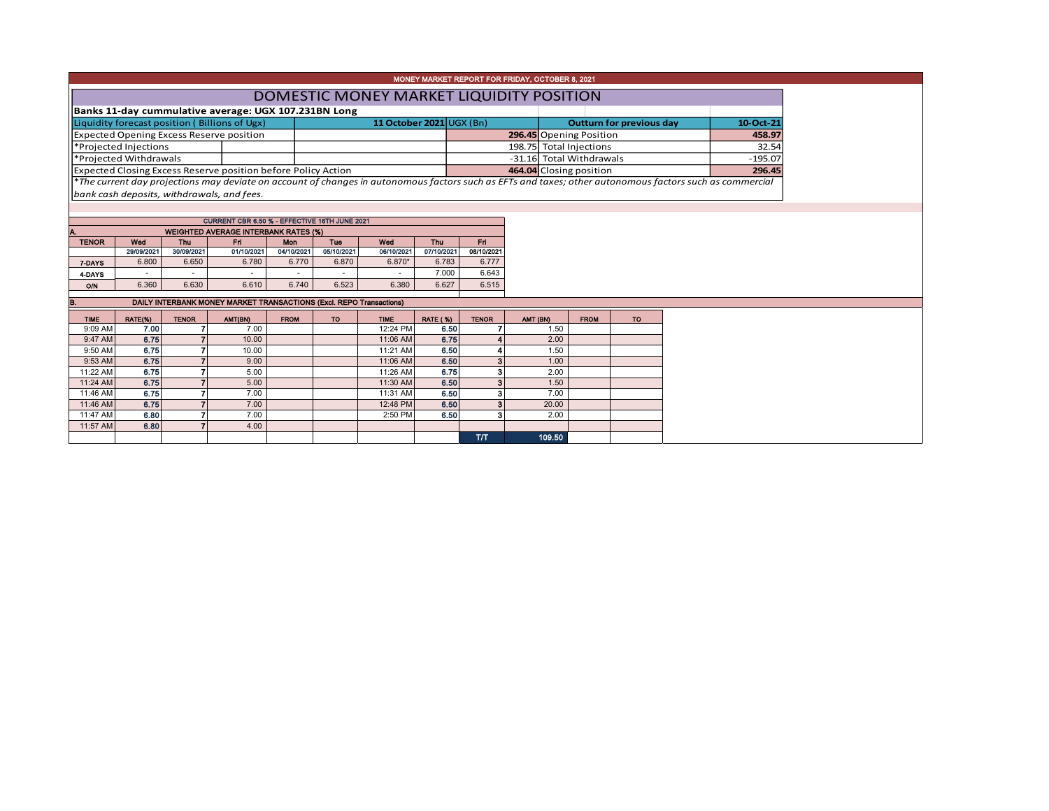# MONEY MARKET REPORT FOR FRIDAY, OCTOBER 8, 2021

## DOMESTIC MONEY MARKET LIQUIDITY POSITION

**Banks 11-day cummulative average: UGX 107.231BN Long**

| Liquidity forecast position ( Billions of Ugx) | 11 October 2021 UGX (Bn) | Outturn for previous day | 10-Oct-21 |
|---|---|---|---|
| Expected Opening Excess Reserve position | **296.45** | Opening Position | **458.97** |
| *Projected Injections | 198.75 | Total Injections | 32.54 |
| *Projected Withdrawals | -31.16 | Total Withdrawals | -195.07 |
| Expected Closing Excess Reserve position before Policy Action | **464.04** | Closing position | **296.45** |

*\*The current day projections may deviate on account of changes in autonomous factors such as EFTs and taxes; other autonomous factors such as commercial bank cash deposits, withdrawals, and fees.*

CURRENT CBR 6.50 % - EFFECTIVE 16TH JUNE 2021

### A. WEIGHTED AVERAGE INTERBANK RATES (%)

| TENOR | Wed 29/09/2021 | Thu 30/09/2021 | Fri 01/10/2021 | Mon 04/10/2021 | Tue 05/10/2021 | Wed 06/10/2021 | Thu 07/10/2021 | Fri 08/10/2021 |
|---|---|---|---|---|---|---|---|---|
| 7-DAYS | 6.800 | 6.650 | 6.780 | 6.770 | 6.870 | 6.870* | 6.783 | 6.777 |
| 4-DAYS | - | - | - | - | - | - | 7.000 | 6.643 |
| O/N | 6.360 | 6.630 | 6.610 | 6.740 | 6.523 | 6.380 | 6.627 | 6.515 |

### B. DAILY INTERBANK MONEY MARKET TRANSACTIONS (Excl. REPO Transactions)

| TIME | RATE(%) | TENOR | AMT(BN) | FROM | TO | TIME | RATE (%) | TENOR | AMT (BN) | FROM | TO |
|---|---|---|---|---|---|---|---|---|---|---|---|
| 9:09 AM | **7.00** | 7 | 7.00 | | | 12:24 PM | **6.50** | 7 | 1.50 | | |
| 9:47 AM | **6.75** | 7 | 10.00 | | | 11:06 AM | **6.75** | 4 | 2.00 | | |
| 9:50 AM | **6.75** | 7 | 10.00 | | | 11:21 AM | **6.50** | 4 | 1.50 | | |
| 9:53 AM | **6.75** | 7 | 9.00 | | | 11:06 AM | **6.50** | 3 | 1.00 | | |
| 11:22 AM | **6.75** | 7 | 5.00 | | | 11:26 AM | **6.75** | 3 | 2.00 | | |
| 11:24 AM | **6.75** | 7 | 5.00 | | | 11:30 AM | **6.50** | 3 | 1.50 | | |
| 11:46 AM | **6.75** | 7 | 7.00 | | | 11:31 AM | **6.50** | 3 | 7.00 | | |
| 11:46 AM | **6.75** | 7 | 7.00 | | | 12:48 PM | **6.50** | 3 | 20.00 | | |
| 11:47 AM | **6.80** | 7 | 7.00 | | | 2:50 PM | **6.50** | 3 | 2.00 | | |
| 11:57 AM | **6.80** | 7 | 4.00 | | | | | | | | |
| | | | | | | | | T/T | 109.50 | | |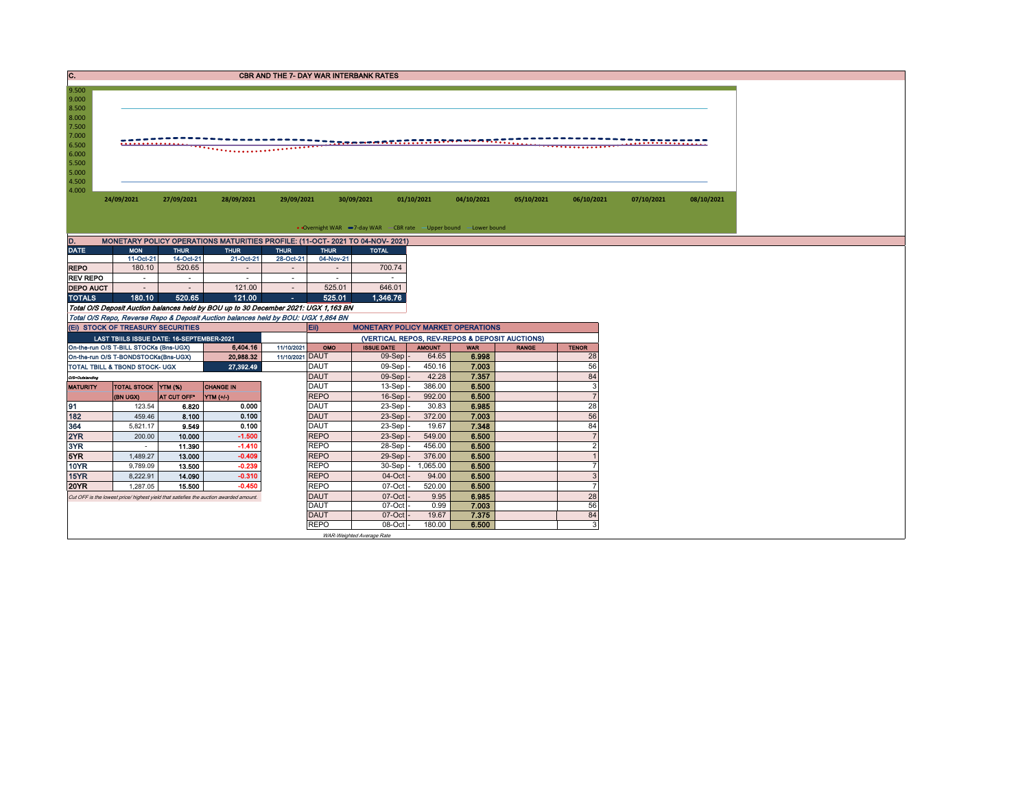## C. CBR AND THE 7- DAY WAR INTERBANK RATES

9.500
9.000
8.500
8.000
7.500
7.000
6.500
6.000
5.500
5.000
4.500
4.000

24/09/2021 27/09/2021 28/09/2021 29/09/2021 30/09/2021 01/10/2021 04/10/2021 05/10/2021 06/10/2021 07/10/2021 08/10/2021

Overnight WAR — 7-day WAR — CBR rate — Upper bound — Lower bound

## D. MONETARY POLICY OPERATIONS MATURITIES PROFILE: (11-OCT- 2021 TO 04-NOV- 2021)

| DATE | MON | THUR | THUR | THUR | THUR | TOTAL |
|---|---|---|---|---|---|---|
| | 11-Oct-21 | 14-Oct-21 | 21-Oct-21 | 28-Oct-21 | 04-Nov-21 | |
| REPO | 180.10 | 520.65 | - | - | - | 700.74 |
| REV REPO | - | - | - | - | - | - |
| DEPO AUCT | - | - | 121.00 | - | 525.01 | 646.01 |
| TOTALS | 180.10 | 520.65 | 121.00 | - | 525.01 | 1,346.76 |

*Total O/S Deposit Auction balances held by BOU up to 30 December 2021: UGX 1,163 BN*

*Total O/S Repo, Reverse Repo & Deposit Auction balances held by BOU: UGX 1,864 BN*

## (Ei) STOCK OF TREASURY SECURITIES

| LAST TBIILS ISSUE DATE: 16-SEPTEMBER-2021 | | |
|---|---|---|
| On-the-run O/S T-BILL STOCKs (Bns-UGX) | 6,404.16 | 11/10/2021 |
| On-the-run O/S T-BONDSTOCKs(Bns-UGX) | 20,988.32 | 11/10/2021 |
| TOTAL TBILL & TBOND STOCK- UGX | 27,392.49 | |

O/S=Outstanding

| MATURITY | TOTAL STOCK (BN UGX) | YTM (%) AT CUT OFF* | CHANGE IN YTM (+/-) |
|---|---|---|---|
| 91 | 123.54 | 6.820 | 0.000 |
| 182 | 459.46 | 8.100 | 0.100 |
| 364 | 5,821.17 | 9.549 | 0.100 |
| 2YR | 200.00 | 10.000 | -1.500 |
| 3YR | - | 11.390 | -1.410 |
| 5YR | 1,489.27 | 13.000 | -0.409 |
| 10YR | 9,789.09 | 13.500 | -0.239 |
| 15YR | 8,222.91 | 14.090 | -0.310 |
| 20YR | 1,287.05 | 15.500 | -0.450 |

*Cut OFF is the lowest price/ highest yield that satisfies the auction awarded amount.*

## Eii) MONETARY POLICY MARKET OPERATIONS

(VERTICAL REPOS, REV-REPOS & DEPOSIT AUCTIONS)

| OMO | ISSUE DATE | AMOUNT | WAR | RANGE | TENOR |
|---|---|---|---|---|---|
| DAUT | 09-Sep | 64.65 | 6.998 | | 28 |
| DAUT | 09-Sep | 450.16 | 7.003 | | 56 |
| DAUT | 09-Sep | 42.28 | 7.357 | | 84 |
| DAUT | 13-Sep | 386.00 | 6.500 | | 3 |
| REPO | 16-Sep | 992.00 | 6.500 | | 7 |
| DAUT | 23-Sep | 30.83 | 6.985 | | 28 |
| DAUT | 23-Sep | 372.00 | 7.003 | | 56 |
| DAUT | 23-Sep | 19.67 | 7.348 | | 84 |
| REPO | 23-Sep | 549.00 | 6.500 | | 7 |
| REPO | 28-Sep | 456.00 | 6.500 | | 2 |
| REPO | 29-Sep | 376.00 | 6.500 | | 1 |
| REPO | 30-Sep | 1,065.00 | 6.500 | | 7 |
| REPO | 04-Oct | 94.00 | 6.500 | | 3 |
| REPO | 07-Oct | 520.00 | 6.500 | | 7 |
| DAUT | 07-Oct | 9.95 | 6.985 | | 28 |
| DAUT | 07-Oct | 0.99 | 7.003 | | 56 |
| DAUT | 07-Oct | 19.67 | 7.375 | | 84 |
| REPO | 08-Oct | 180.00 | 6.500 | | 3 |

*WAR-Weighted Average Rate*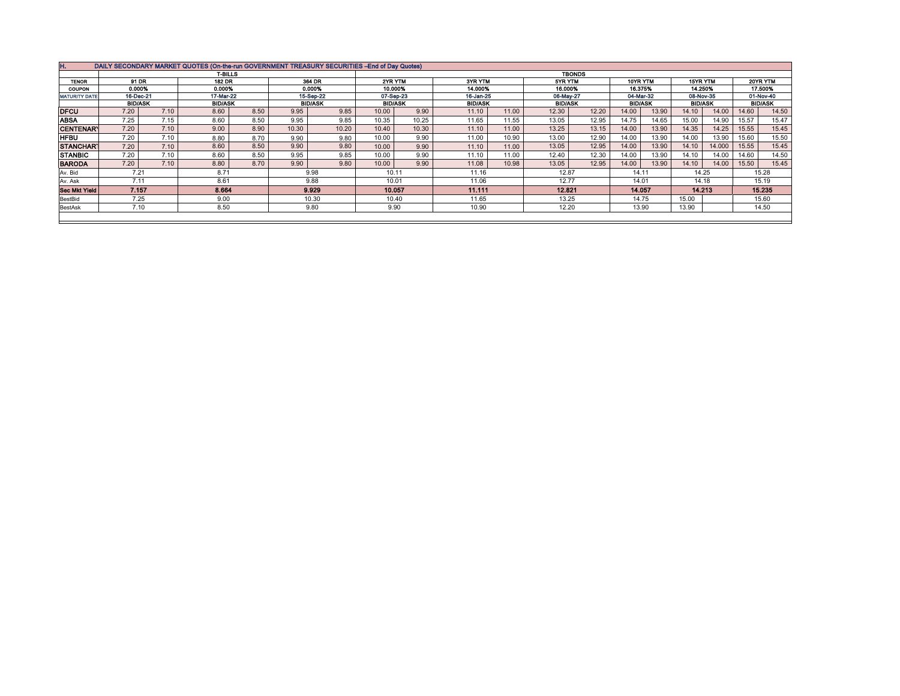| H. | DAILY SECONDARY MARKET QUOTES (On-the-run GOVERNMENT TREASURY SECURITIES –End of Day Quotes) | | | | | | | | | | | | | | | | | |
|---|---|---|---|---|---|---|---|---|---|---|---|---|---|---|---|---|---|---|
| | T-BILLS | | | | | | TBONDS | | | | | | | | | | | |
| TENOR | 91 DR | | 182 DR | | 364 DR | | 2YR YTM | | 3YR YTM | | 5YR YTM | | 10YR YTM | | 15YR YTM | | 20YR YTM | |
| COUPON | 0.000% | | 0.000% | | 0.000% | | 10.000% | | 14.000% | | 16.000% | | 16.375% | | 14.250% | | 17.500% | |
| MATURITY DATE | 16-Dec-21 | | 17-Mar-22 | | 15-Sep-22 | | 07-Sep-23 | | 16-Jan-25 | | 06-May-27 | | 04-Mar-32 | | 08-Nov-35 | | 01-Nov-40 | |
| | BID/ASK | | BID/ASK | | BID/ASK | | BID/ASK | | BID/ASK | | BID/ASK | | BID/ASK | | BID/ASK | | BID/ASK | |
| DFCU | 7.20 | 7.10 | 8.60 | 8.50 | 9.95 | 9.85 | 10.00 | 9.90 | 11.10 | 11.00 | 12.30 | 12.20 | 14.00 | 13.90 | 14.10 | 14.00 | 14.60 | 14.50 |
| ABSA | 7.25 | 7.15 | 8.60 | 8.50 | 9.95 | 9.85 | 10.35 | 10.25 | 11.65 | 11.55 | 13.05 | 12.95 | 14.75 | 14.65 | 15.00 | 14.90 | 15.57 | 15.47 |
| CENTENARY | 7.20 | 7.10 | 9.00 | 8.90 | 10.30 | 10.20 | 10.40 | 10.30 | 11.10 | 11.00 | 13.25 | 13.15 | 14.00 | 13.90 | 14.35 | 14.25 | 15.55 | 15.45 |
| HFBU | 7.20 | 7.10 | 8.80 | 8.70 | 9.90 | 9.80 | 10.00 | 9.90 | 11.00 | 10.90 | 13.00 | 12.90 | 14.00 | 13.90 | 14.00 | 13.90 | 15.60 | 15.50 |
| STANCHART | 7.20 | 7.10 | 8.60 | 8.50 | 9.90 | 9.80 | 10.00 | 9.90 | 11.10 | 11.00 | 13.05 | 12.95 | 14.00 | 13.90 | 14.10 | 14.000 | 15.55 | 15.45 |
| STANBIC | 7.20 | 7.10 | 8.60 | 8.50 | 9.95 | 9.85 | 10.00 | 9.90 | 11.10 | 11.00 | 12.40 | 12.30 | 14.00 | 13.90 | 14.10 | 14.00 | 14.60 | 14.50 |
| BARODA | 7.20 | 7.10 | 8.80 | 8.70 | 9.90 | 9.80 | 10.00 | 9.90 | 11.08 | 10.98 | 13.05 | 12.95 | 14.00 | 13.90 | 14.10 | 14.00 | 15.50 | 15.45 |
| Av. Bid | 7.21 | | 8.71 | | 9.98 | | 10.11 | | 11.16 | | 12.87 | | 14.11 | | 14.25 | | 15.28 | |
| Av. Ask | 7.11 | | 8.61 | | 9.88 | | 10.01 | | 11.06 | | 12.77 | | 14.01 | | 14.18 | | 15.19 | |
| Sec Mkt Yield | 7.157 | | 8.664 | | 9.929 | | 10.057 | | 11.111 | | 12.821 | | 14.057 | | 14.213 | | 15.235 | |
| BestBid | 7.25 | | 9.00 | | 10.30 | | 10.40 | | 11.65 | | 13.25 | | 14.75 | | 15.00 | | 15.60 | |
| BestAsk | 7.10 | | 8.50 | | 9.80 | | 9.90 | | 10.90 | | 12.20 | | 13.90 | | 13.90 | | 14.50 | |